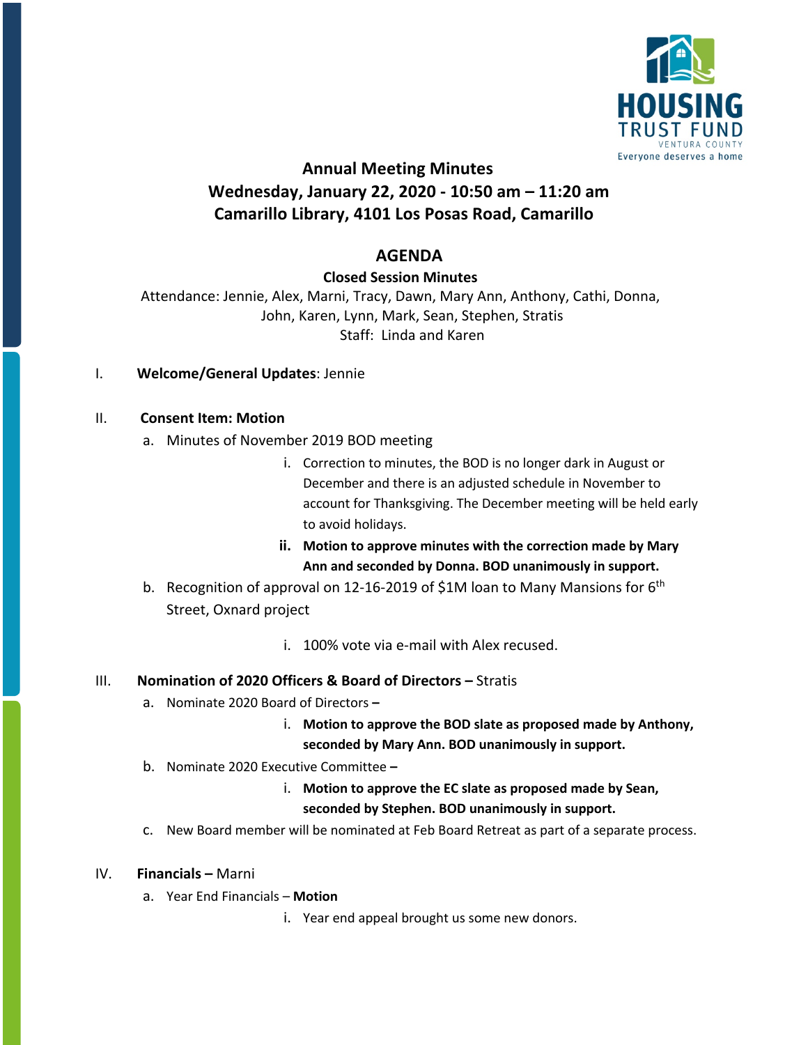HOUSING TRUST FUND
VENTURA COUNTY
Everyone deserves a home

# Annual Meeting Minutes
## Wednesday, January 22, 2020 - 10:50 am – 11:20 am
## Camarillo Library, 4101 Los Posas Road, Camarillo

## AGENDA

### Closed Session Minutes

Attendance: Jennie, Alex, Marni, Tracy, Dawn, Mary Ann, Anthony, Cathi, Donna, John, Karen, Lynn, Mark, Sean, Stephen, Stratis
Staff: Linda and Karen

I. **Welcome/General Updates**: Jennie

II. **Consent Item: Motion**

  a. Minutes of November 2019 BOD meeting

    i. Correction to minutes, the BOD is no longer dark in August or December and there is an adjusted schedule in November to account for Thanksgiving. The December meeting will be held early to avoid holidays.

    ii. **Motion to approve minutes with the correction made by Mary Ann and seconded by Donna. BOD unanimously in support.**

  b. Recognition of approval on 12-16-2019 of $1M loan to Many Mansions for 6th Street, Oxnard project

    i. 100% vote via e-mail with Alex recused.

III. **Nomination of 2020 Officers & Board of Directors –** Stratis

  a. Nominate 2020 Board of Directors **–**

    i. **Motion to approve the BOD slate as proposed made by Anthony, seconded by Mary Ann. BOD unanimously in support.**

  b. Nominate 2020 Executive Committee **–**

    i. **Motion to approve the EC slate as proposed made by Sean, seconded by Stephen. BOD unanimously in support.**

  c. New Board member will be nominated at Feb Board Retreat as part of a separate process.

IV. **Financials –** Marni

  a. Year End Financials – **Motion**

    i. Year end appeal brought us some new donors.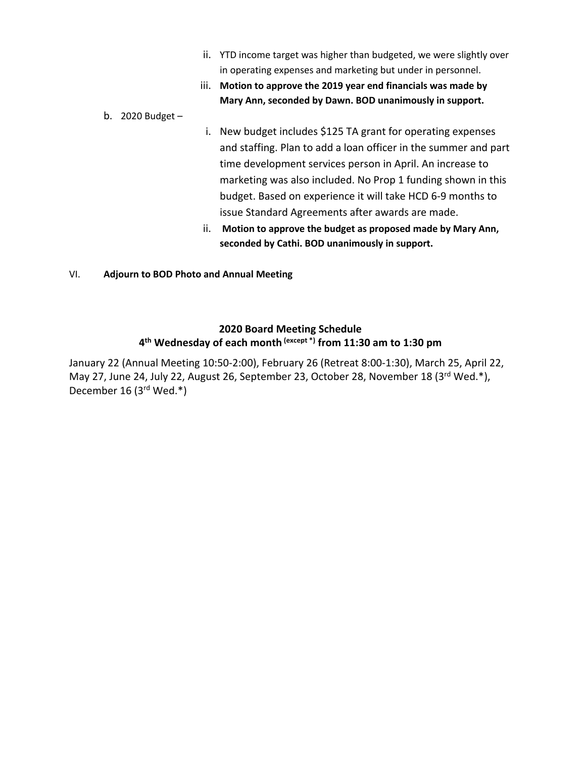ii. YTD income target was higher than budgeted, we were slightly over in operating expenses and marketing but under in personnel.
   iii. **Motion to approve the 2019 year end financials was made by Mary Ann, seconded by Dawn. BOD unanimously in support.**

b. 2020 Budget –
   i. New budget includes $125 TA grant for operating expenses and staffing. Plan to add a loan officer in the summer and part time development services person in April. An increase to marketing was also included. No Prop 1 funding shown in this budget. Based on experience it will take HCD 6-9 months to issue Standard Agreements after awards are made.
   ii. **Motion to approve the budget as proposed made by Mary Ann, seconded by Cathi. BOD unanimously in support.**

VI. **Adjourn to BOD Photo and Annual Meeting**

## 2020 Board Meeting Schedule

### 4th Wednesday of each month (except *) from 11:30 am to 1:30 pm

January 22 (Annual Meeting 10:50-2:00), February 26 (Retreat 8:00-1:30), March 25, April 22, May 27, June 24, July 22, August 26, September 23, October 28, November 18 (3rd Wed.*), December 16 (3rd Wed.*)